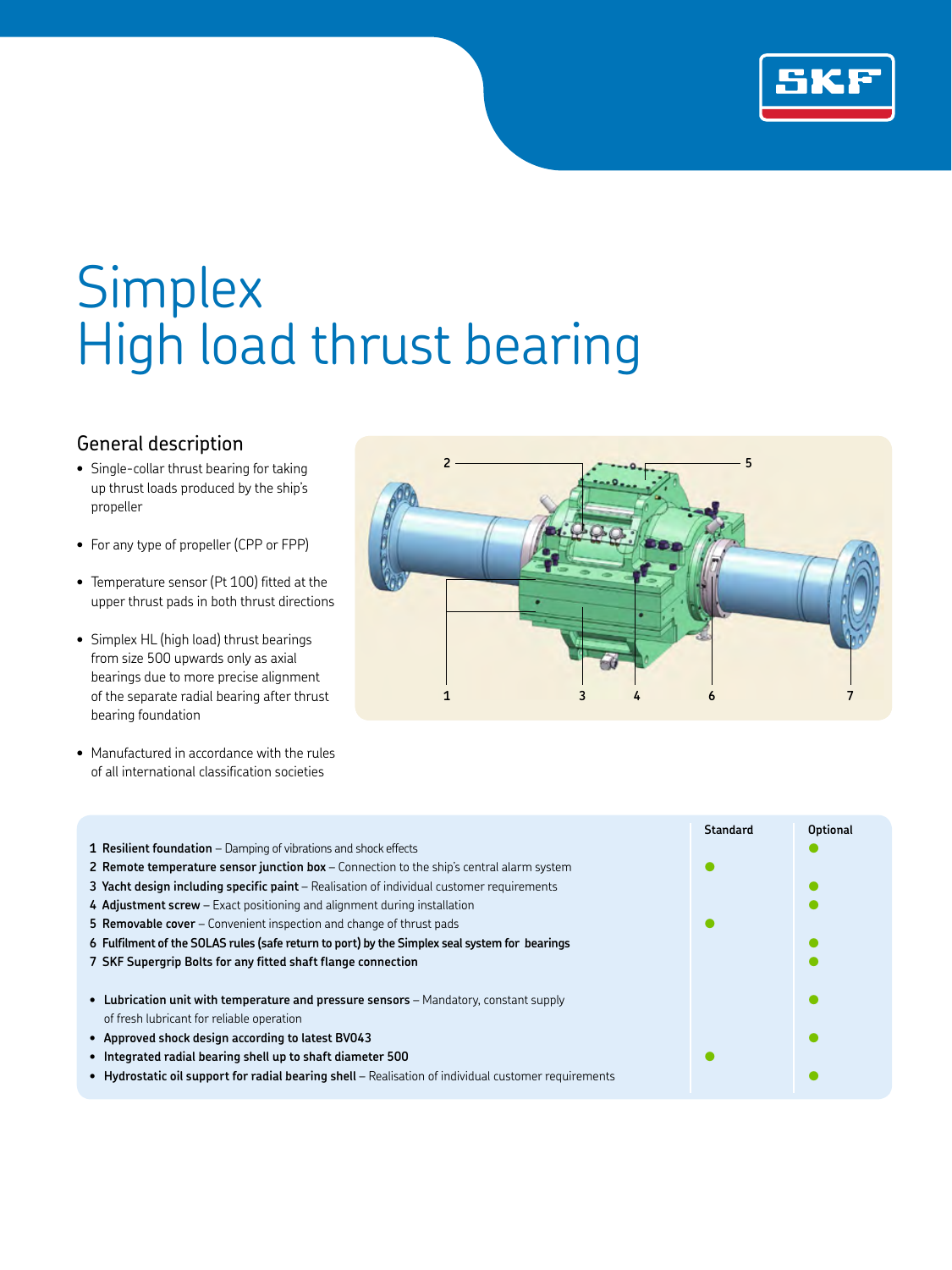# Simplex
# High load thrust bearing

## General description

- Single-collar thrust bearing for taking up thrust loads produced by the ship's propeller
- For any type of propeller (CPP or FPP)
- Temperature sensor (Pt 100) fitted at the upper thrust pads in both thrust directions
- Simplex HL (high load) thrust bearings from size 500 upwards only as axial bearings due to more precise alignment of the separate radial bearing after thrust bearing foundation
- Manufactured in accordance with the rules of all international classification societies

| | Standard | Optional |
|---|---|---|
| 1 **Resilient foundation** – Damping of vibrations and shock effects | | ● |
| 2 **Remote temperature sensor junction box** – Connection to the ship's central alarm system | ● | |
| 3 **Yacht design including specific paint** – Realisation of individual customer requirements | | ● |
| 4 **Adjustment screw** – Exact positioning and alignment during installation | | ● |
| 5 **Removable cover** – Convenient inspection and change of thrust pads | ● | |
| 6 **Fulfilment of the SOLAS rules (safe return to port) by the Simplex seal system for bearings** | | ● |
| 7 **SKF Supergrip Bolts for any fitted shaft flange connection** | | ● |
| • **Lubrication unit with temperature and pressure sensors** – Mandatory, constant supply of fresh lubricant for reliable operation | | ● |
| • **Approved shock design according to latest BV043** | | ● |
| • **Integrated radial bearing shell up to shaft diameter 500** | ● | |
| • **Hydrostatic oil support for radial bearing shell** – Realisation of individual customer requirements | | ● |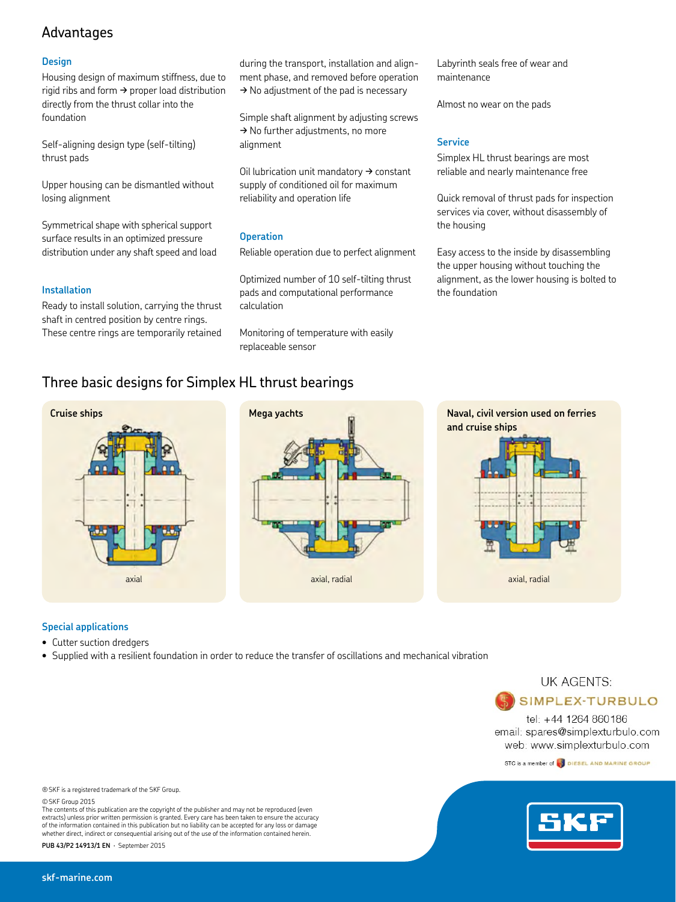## Advantages

### Design

Housing design of maximum stiffness, due to rigid ribs and form → proper load distribution directly from the thrust collar into the foundation

Self-aligning design type (self-tilting) thrust pads

Upper housing can be dismantled without losing alignment

Symmetrical shape with spherical support surface results in an optimized pressure distribution under any shaft speed and load

### Installation

Ready to install solution, carrying the thrust shaft in centred position by centre rings. These centre rings are temporarily retained during the transport, installation and alignment phase, and removed before operation → No adjustment of the pad is necessary

Simple shaft alignment by adjusting screws → No further adjustments, no more alignment

Oil lubrication unit mandatory → constant supply of conditioned oil for maximum reliability and operation life

### Operation

Reliable operation due to perfect alignment

Optimized number of 10 self-tilting thrust pads and computational performance calculation

Monitoring of temperature with easily replaceable sensor

Labyrinth seals free of wear and maintenance

Almost no wear on the pads

### Service

Simplex HL thrust bearings are most reliable and nearly maintenance free

Quick removal of thrust pads for inspection services via cover, without disassembly of the housing

Easy access to the inside by disassembling the upper housing without touching the alignment, as the lower housing is bolted to the foundation

## Three basic designs for Simplex HL thrust bearings

**Cruise ships**

axial

**Mega yachts**

axial, radial

**Naval, civil version used on ferries and cruise ships**

axial, radial

### Special applications

- Cutter suction dredgers
- Supplied with a resilient foundation in order to reduce the transfer of oscillations and mechanical vibration

UK AGENTS:
SIMPLEX-TURBULO
tel: +44 1264 860186
email: spares@simplexturbulo.com
web: www.simplexturbulo.com

STC is a member of DIESEL AND MARINE GROUP

® SKF is a registered trademark of the SKF Group.

© SKF Group 2015
The contents of this publication are the copyright of the publisher and may not be reproduced (even extracts) unless prior written permission is granted. Every care has been taken to ensure the accuracy of the information contained in this publication but no liability can be accepted for any loss or damage whether direct, indirect or consequential arising out of the use of the information contained herein.

**PUB 43/P2 14913/1 EN** · September 2015

**skf-marine.com**